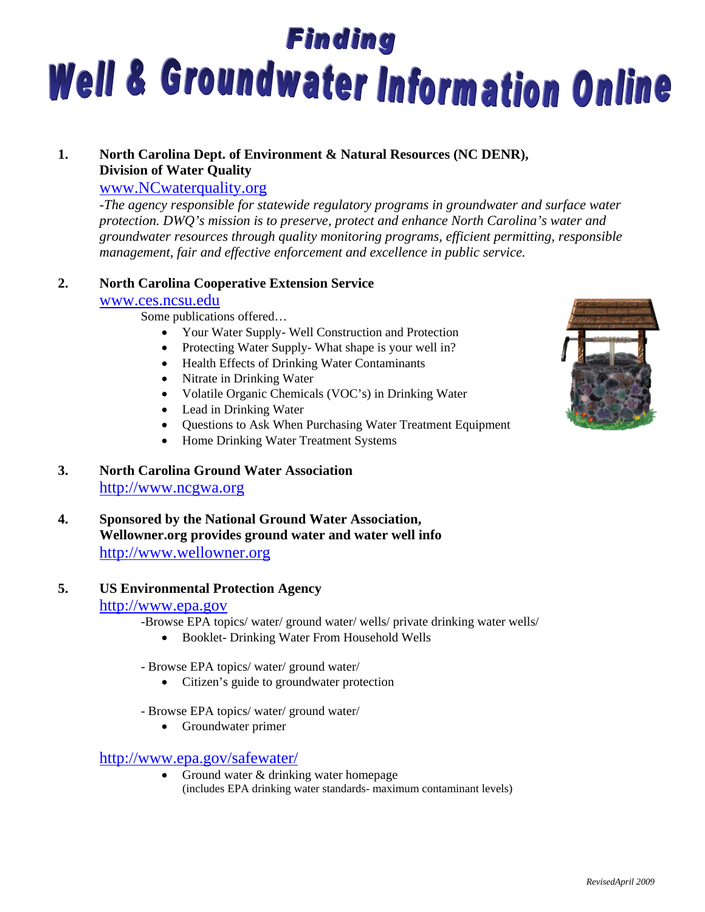# Finding
# Well & Groundwater Information Online

1. **North Carolina Dept. of Environment & Natural Resources (NC DENR), Division of Water Quality**
   www.NCwaterquality.org
   *-The agency responsible for statewide regulatory programs in groundwater and surface water protection. DWQ's mission is to preserve, protect and enhance North Carolina's water and groundwater resources through quality monitoring programs, efficient permitting, responsible management, fair and effective enforcement and excellence in public service.*

2. **North Carolina Cooperative Extension Service**
   www.ces.ncsu.edu
   Some publications offered…
   - Your Water Supply- Well Construction and Protection
   - Protecting Water Supply- What shape is your well in?
   - Health Effects of Drinking Water Contaminants
   - Nitrate in Drinking Water
   - Volatile Organic Chemicals (VOC's) in Drinking Water
   - Lead in Drinking Water
   - Questions to Ask When Purchasing Water Treatment Equipment
   - Home Drinking Water Treatment Systems

3. **North Carolina Ground Water Association**
   http://www.ncgwa.org

4. **Sponsored by the National Ground Water Association, Wellowner.org provides ground water and water well info**
   http://www.wellowner.org

5. **US Environmental Protection Agency**
   http://www.epa.gov
   -Browse EPA topics/ water/ ground water/ wells/ private drinking water wells/
   - Booklet- Drinking Water From Household Wells

   - Browse EPA topics/ water/ ground water/
   - Citizen's guide to groundwater protection

   - Browse EPA topics/ water/ ground water/
   - Groundwater primer

   http://www.epa.gov/safewater/
   - Ground water & drinking water homepage
     (includes EPA drinking water standards- maximum contaminant levels)

*RevisedApril 2009*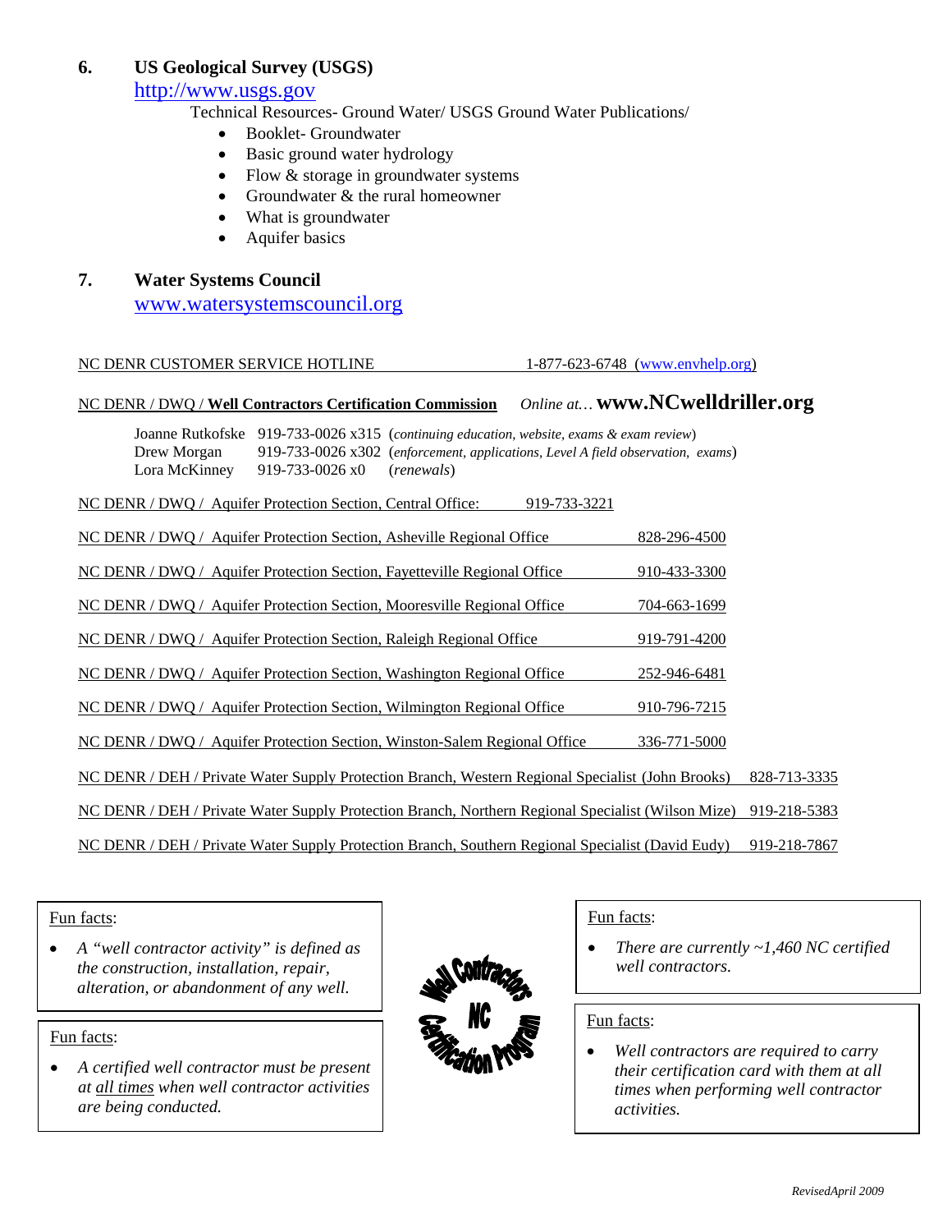6. **US Geological Survey (USGS)**

http://www.usgs.gov

Technical Resources- Ground Water/ USGS Ground Water Publications/

- Booklet- Groundwater
- Basic ground water hydrology
- Flow & storage in groundwater systems
- Groundwater & the rural homeowner
- What is groundwater
- Aquifer basics

7. **Water Systems Council**

www.watersystemscouncil.org

NC DENR CUSTOMER SERVICE HOTLINE 1-877-623-6748 (www.envhelp.org)

NC DENR / DWQ / **Well Contractors Certification Commission** *Online at…* **www.NCwelldriller.org**

| | | |
|---|---|---|
| Joanne Rutkofske | 919-733-0026 x315 | (*continuing education, website, exams & exam review*) |
| Drew Morgan | 919-733-0026 x302 | (*enforcement, applications, Level A field observation, exams*) |
| Lora McKinney | 919-733-0026 x0 | (*renewals*) |

NC DENR / DWQ / Aquifer Protection Section, Central Office: 919-733-3221

NC DENR / DWQ / Aquifer Protection Section, Asheville Regional Office 828-296-4500

NC DENR / DWQ / Aquifer Protection Section, Fayetteville Regional Office 910-433-3300

NC DENR / DWQ / Aquifer Protection Section, Mooresville Regional Office 704-663-1699

NC DENR / DWQ / Aquifer Protection Section, Raleigh Regional Office 919-791-4200

NC DENR / DWQ / Aquifer Protection Section, Washington Regional Office 252-946-6481

NC DENR / DWQ / Aquifer Protection Section, Wilmington Regional Office 910-796-7215

NC DENR / DWQ / Aquifer Protection Section, Winston-Salem Regional Office 336-771-5000

NC DENR / DEH / Private Water Supply Protection Branch, Western Regional Specialist (John Brooks) 828-713-3335

NC DENR / DEH / Private Water Supply Protection Branch, Northern Regional Specialist (Wilson Mize) 919-218-5383

NC DENR / DEH / Private Water Supply Protection Branch, Southern Regional Specialist (David Eudy) 919-218-7867

Fun facts:

- *A "well contractor activity" is defined as the construction, installation, repair, alteration, or abandonment of any well.*

Fun facts:

- *A certified well contractor must be present at all times when well contractor activities are being conducted.*

Well Contractors NC Certification Program

Fun facts:

- *There are currently ~1,460 NC certified well contractors.*

Fun facts:

- *Well contractors are required to carry their certification card with them at all times when performing well contractor activities.*

*RevisedApril 2009*